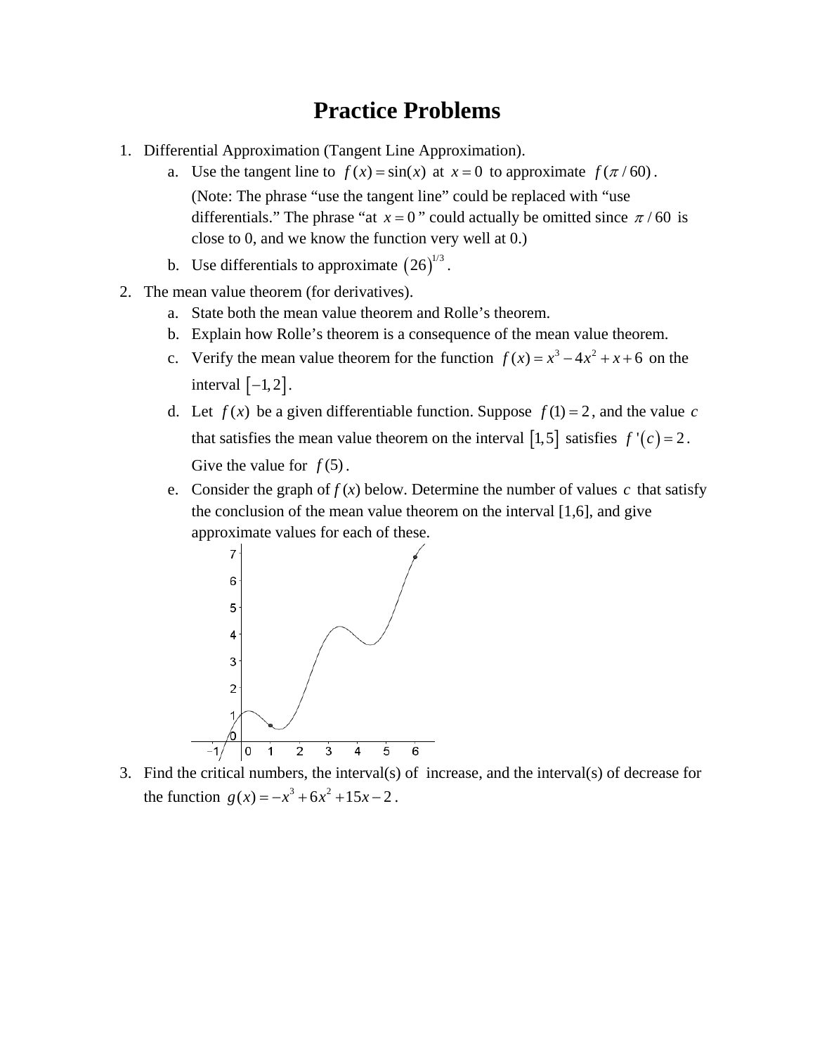# Practice Problems

1. Differential Approximation (Tangent Line Approximation).
   a. Use the tangent line to $f(x) = \sin(x)$ at $x = 0$ to approximate $f(\pi/60)$.
      (Note: The phrase "use the tangent line" could be replaced with "use differentials." The phrase "at $x = 0$" could actually be omitted since $\pi/60$ is close to 0, and we know the function very well at 0.)
   b. Use differentials to approximate $(26)^{1/3}$.

2. The mean value theorem (for derivatives).
   a. State both the mean value theorem and Rolle's theorem.
   b. Explain how Rolle's theorem is a consequence of the mean value theorem.
   c. Verify the mean value theorem for the function $f(x) = x^3 - 4x^2 + x + 6$ on the interval $[-1, 2]$.
   d. Let $f(x)$ be a given differentiable function. Suppose $f(1) = 2$, and the value $c$ that satisfies the mean value theorem on the interval $[1, 5]$ satisfies $f'(c) = 2$. Give the value for $f(5)$.
   e. Consider the graph of $f(x)$ below. Determine the number of values $c$ that satisfy the conclusion of the mean value theorem on the interval [1,6], and give approximate values for each of these.

3. Find the critical numbers, the interval(s) of increase, and the interval(s) of decrease for the function $g(x) = -x^3 + 6x^2 + 15x - 2$.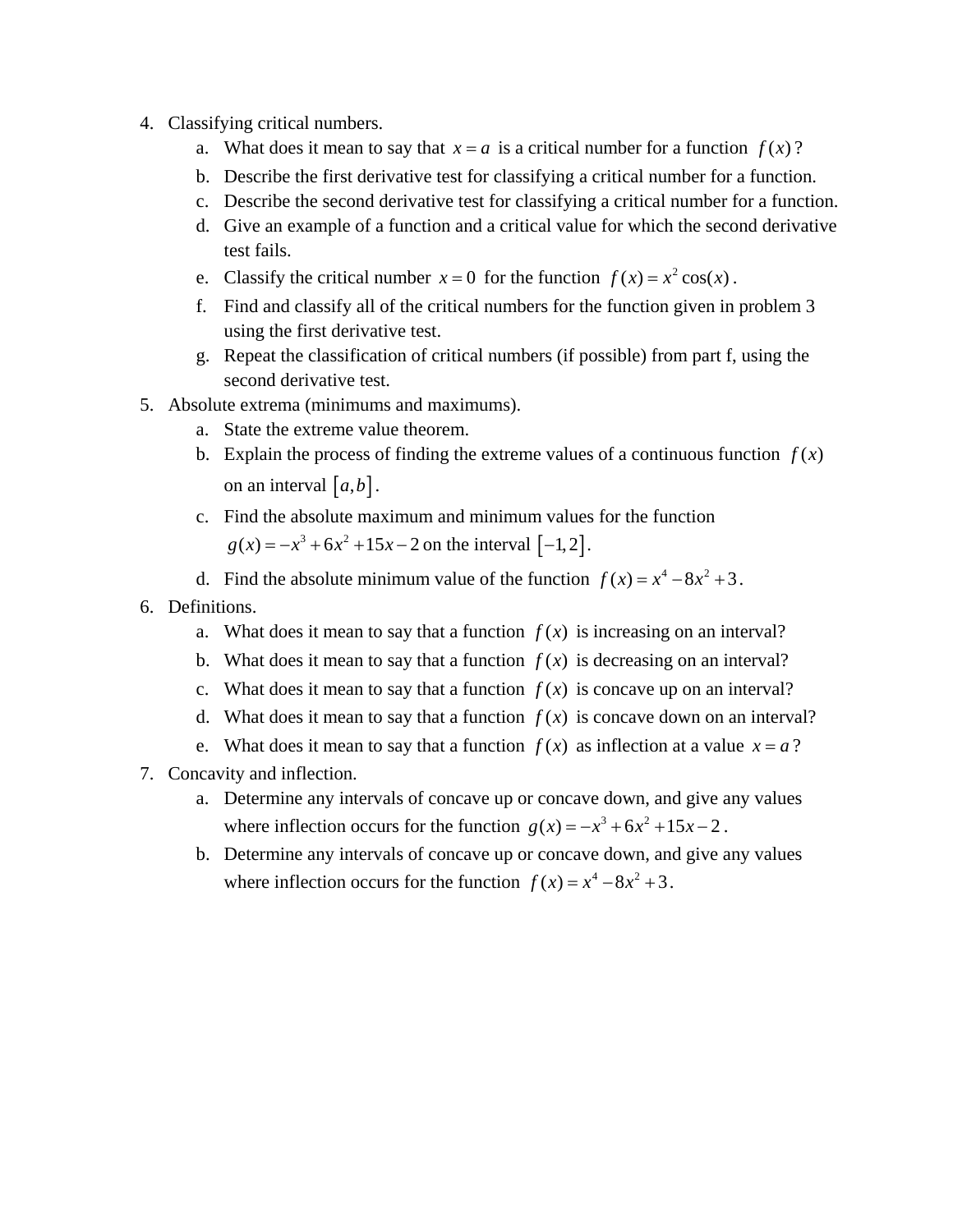4. Classifying critical numbers.
    a. What does it mean to say that $x = a$ is a critical number for a function $f(x)$?
    b. Describe the first derivative test for classifying a critical number for a function.
    c. Describe the second derivative test for classifying a critical number for a function.
    d. Give an example of a function and a critical value for which the second derivative test fails.
    e. Classify the critical number $x = 0$ for the function $f(x) = x^2 \cos(x)$.
    f. Find and classify all of the critical numbers for the function given in problem 3 using the first derivative test.
    g. Repeat the classification of critical numbers (if possible) from part f, using the second derivative test.
5. Absolute extrema (minimums and maximums).
    a. State the extreme value theorem.
    b. Explain the process of finding the extreme values of a continuous function $f(x)$ on an interval $[a, b]$.
    c. Find the absolute maximum and minimum values for the function $g(x) = -x^3 + 6x^2 + 15x - 2$ on the interval $[-1, 2]$.
    d. Find the absolute minimum value of the function $f(x) = x^4 - 8x^2 + 3$.
6. Definitions.
    a. What does it mean to say that a function $f(x)$ is increasing on an interval?
    b. What does it mean to say that a function $f(x)$ is decreasing on an interval?
    c. What does it mean to say that a function $f(x)$ is concave up on an interval?
    d. What does it mean to say that a function $f(x)$ is concave down on an interval?
    e. What does it mean to say that a function $f(x)$ as inflection at a value $x = a$?
7. Concavity and inflection.
    a. Determine any intervals of concave up or concave down, and give any values where inflection occurs for the function $g(x) = -x^3 + 6x^2 + 15x - 2$.
    b. Determine any intervals of concave up or concave down, and give any values where inflection occurs for the function $f(x) = x^4 - 8x^2 + 3$.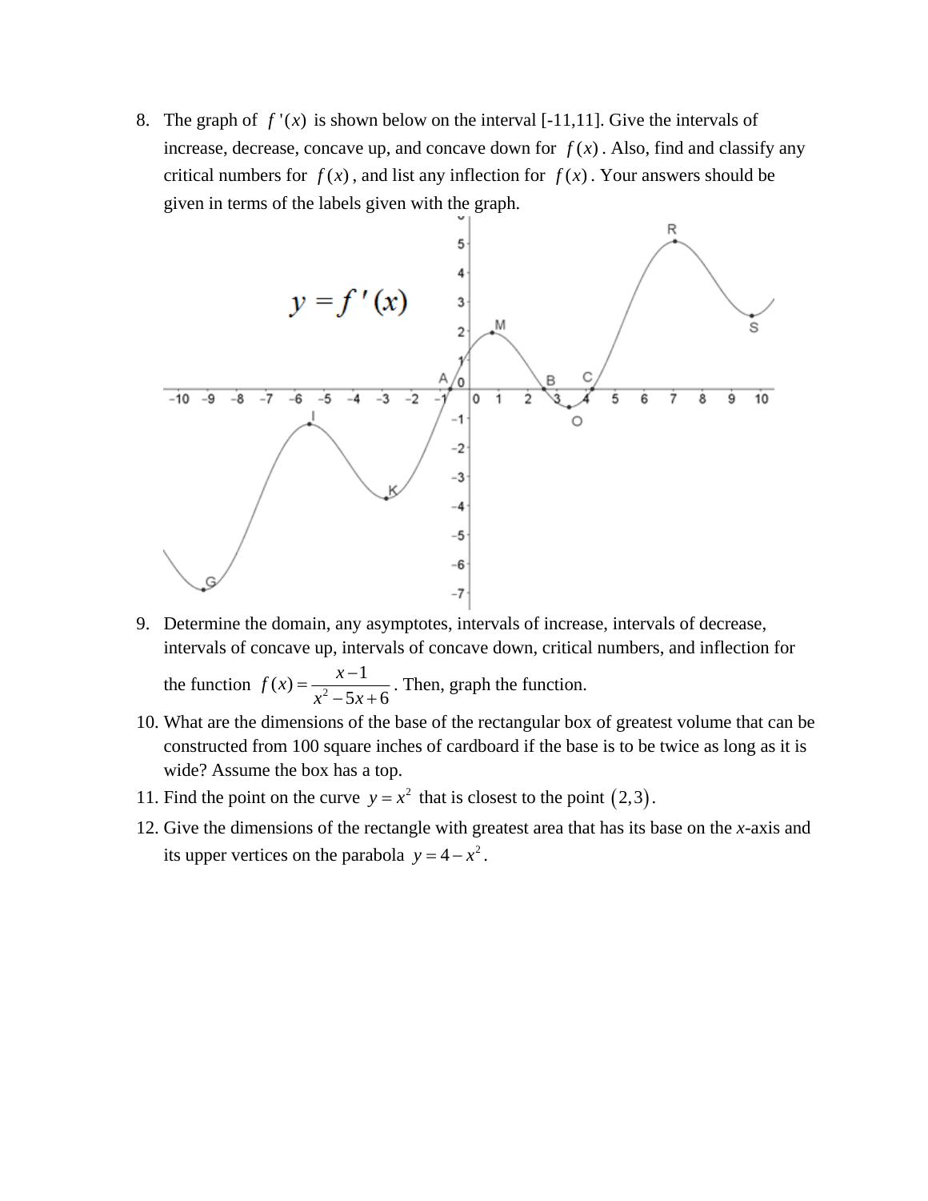8. The graph of $f'(x)$ is shown below on the interval [-11,11]. Give the intervals of increase, decrease, concave up, and concave down for $f(x)$. Also, find and classify any critical numbers for $f(x)$, and list any inflection for $f(x)$. Your answers should be given in terms of the labels given with the graph.

$y = f'(x)$

R

M

A

B

C

O

S

I

K

G

-10 -9 -8 -7 -6 -5 -4 -3 -2 -1 0 1 2 3 4 5 6 7 8 9 10

5 4 3 2 1 -1 -2 -3 -4 -5 -6 -7

9. Determine the domain, any asymptotes, intervals of increase, intervals of decrease, intervals of concave up, intervals of concave down, critical numbers, and inflection for the function $f(x) = \dfrac{x-1}{x^2 - 5x + 6}$. Then, graph the function.

10. What are the dimensions of the base of the rectangular box of greatest volume that can be constructed from 100 square inches of cardboard if the base is to be twice as long as it is wide? Assume the box has a top.

11. Find the point on the curve $y = x^2$ that is closest to the point $(2,3)$.

12. Give the dimensions of the rectangle with greatest area that has its base on the *x*-axis and its upper vertices on the parabola $y = 4 - x^2$.